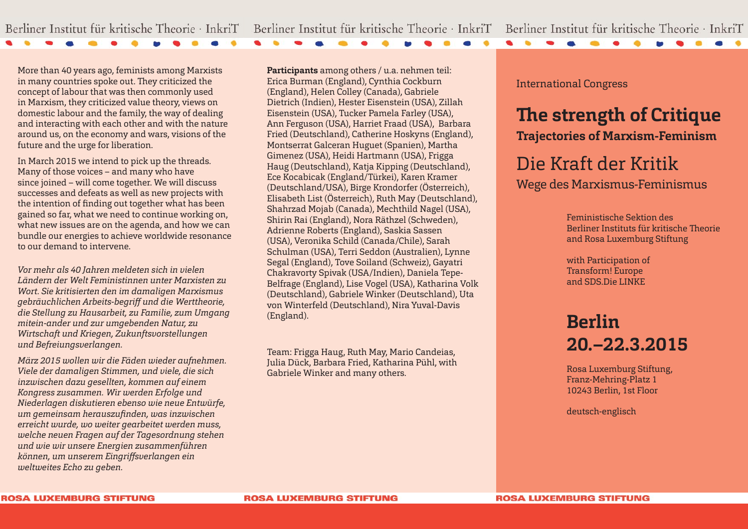More than 40 years ago, feminists among Marxists in many countries spoke out. They criticized the concept of labour that was then commonly used in Marxism, they criticized value theory, views on domestic labour and the family, the way of dealing and interacting with each other and with the nature around us, on the economy and wars, visions of the future and the urge for liberation.

In March 2015 we intend to pick up the threads. Many of those voices – and many who have since joined – will come together. We will discuss successes and defeats as well as new projects with the intention of finding out together what has been gained so far, what we need to continue working on, what new issues are on the agenda, and how we can bundle our energies to achieve worldwide resonance to our demand to intervene.

*Vor mehr als 40 Jahren meldeten sich in vielen Ländern der Welt Feministinnen unter Marxisten zu Wort. Sie kritisierten den im damaligen Marxismus gebräuchlichen Arbeits-begriff und die Werttheorie, die Stellung zu Hausarbeit, zu Familie, zum Umgang mitein-ander und zur umgebenden Natur, zu Wirtschaft und Kriegen, Zukunftsvorstellungen und Befreiungsverlangen.*

*März 2015 wollen wir die Fäden wieder aufnehmen. Viele der damaligen Stimmen, und viele, die sich inzwischen dazu gesellten, kommen auf einem Kongress zusammen. Wir werden Erfolge und Niederlagen diskutieren ebenso wie neue Entwürfe, um gemeinsam herauszufinden, was inzwischen erreicht wurde, wo weiter gearbeitet werden muss, welche neuen Fragen auf der Tagesordnung stehen und wie wir unsere Energien zusammenführen können, um unserem Eingriffsverlangen ein weltweites Echo zu geben.*

**Participants** among others / u.a. nehmen teil: Erica Burman (England), Cynthia Cockburn (England), Helen Colley (Canada), Gabriele Dietrich (Indien), Hester Eisenstein (USA), Zillah Eisenstein (USA), Tucker Pamela Farley (USA), Ann Ferguson (USA), Harriet Fraad (USA), Barbara Fried (Deutschland), Catherine Hoskyns (England), Montserrat Galceran Huguet (Spanien), Martha Gimenez (USA), Heidi Hartmann (USA), Frigga Haug (Deutschland), Katja Kipping (Deutschland), Ece Kocabicak (England/Türkei), Karen Kramer (Deutschland/USA), Birge Krondorfer (Österreich), Elisabeth List (Österreich), Ruth May (Deutschland), Shahrzad Mojab (Canada), Mechthild Nagel (USA), Shirin Rai (England), Nora Räthzel (Schweden), Adrienne Roberts (England), Saskia Sassen (USA), Veronika Schild (Canada/Chile), Sarah Schulman (USA), Terri Seddon (Australien), Lynne Segal (England), Tove Soiland (Schweiz), Gayatri Chakravorty Spivak (USA/Indien), Daniela Tepe-Belfrage (England), Lise Vogel (USA), Katharina Volk (Deutschland), Gabriele Winker (Deutschland), Uta von Winterfeld (Deutschland), Nira Yuval-Davis (England).

Team: Frigga Haug, Ruth May, Mario Candeias, Julia Dück, Barbara Fried, Katharina Pühl, with Gabriele Winker and many others.

International Congress

# The strength of Critique

## Trajectories of Marxism-Feminism

# Die Kraft der Kritik

## Wege des Marxismus-Feminismus

Feministische Sektion des Berliner Instituts für kritische Theorie and Rosa Luxemburg Stiftung

with Participation of Transform! Europe and SDS.Die LINKE

## Berlin 20.–22.3.2015

Rosa Luxemburg Stiftung,
Franz-Mehring-Platz 1
10243 Berlin, 1st Floor

deutsch-englisch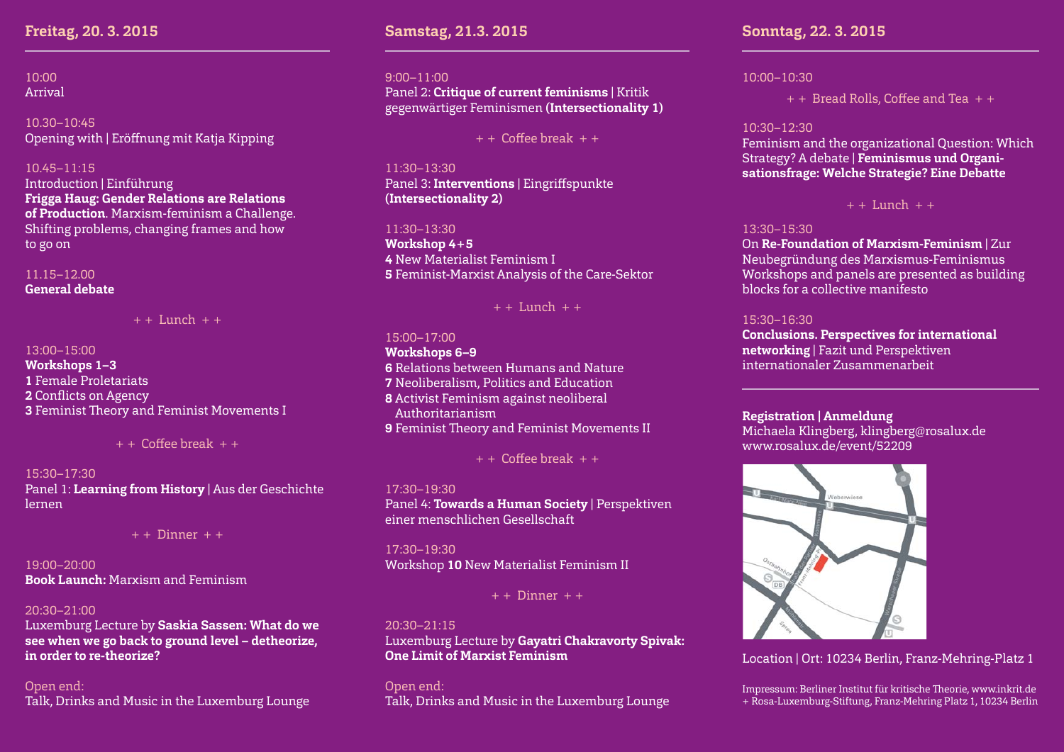## Freitag, 20. 3. 2015

10:00
Arrival

10.30–10:45
Opening with | Eröffnung mit Katja Kipping

10.45–11:15
Introduction | Einführung
**Frigga Haug: Gender Relations are Relations of Production**. Marxism-feminism a Challenge. Shifting problems, changing frames and how to go on

11.15–12.00
**General debate**

+ + Lunch + +

13:00–15:00
**Workshops 1–3**
**1** Female Proletariats
**2** Conflicts on Agency
**3** Feminist Theory and Feminist Movements I

+ + Coffee break + +

15:30–17:30
Panel 1: **Learning from History** | Aus der Geschichte lernen

+ + Dinner + +

19:00–20:00
**Book Launch:** Marxism and Feminism

20:30–21:00
Luxemburg Lecture by **Saskia Sassen: What do we see when we go back to ground level – detheorize, in order to re-theorize?**

Open end:
Talk, Drinks and Music in the Luxemburg Lounge

## Samstag, 21.3. 2015

9:00–11:00
Panel 2: **Critique of current feminisms** | Kritik gegenwärtiger Feminismen **(Intersectionality 1)**

+ + Coffee break + +

11:30–13:30
Panel 3: **Interventions** | Eingriffspunkte **(Intersectionality 2)**

11:30–13:30
**Workshop 4+5**
**4** New Materialist Feminism I
**5** Feminist-Marxist Analysis of the Care-Sektor

+ + Lunch + +

15:00–17:00
**Workshops 6–9**
**6** Relations between Humans and Nature
**7** Neoliberalism, Politics and Education
**8** Activist Feminism against neoliberal Authoritarianism
**9** Feminist Theory and Feminist Movements II

+ + Coffee break + +

17:30–19:30
Panel 4: **Towards a Human Society** | Perspektiven einer menschlichen Gesellschaft

17:30–19:30
Workshop **10** New Materialist Feminism II

+ + Dinner + +

20:30–21:15
Luxemburg Lecture by **Gayatri Chakravorty Spivak: One Limit of Marxist Feminism**

Open end:
Talk, Drinks and Music in the Luxemburg Lounge

## Sonntag, 22. 3. 2015

10:00–10:30
+ + Bread Rolls, Coffee and Tea + +

10:30–12:30
Feminism and the organizational Question: Which Strategy? A debate | **Feminismus und Organisationsfrage: Welche Strategie? Eine Debatte**

+ + Lunch + +

13:30–15:30
On **Re-Foundation of Marxism-Feminism** | Zur Neubegründung des Marxismus-Feminismus
Workshops and panels are presented as building blocks for a collective manifesto

15:30–16:30
**Conclusions. Perspectives for international networking** | Fazit und Perspektiven internationaler Zusammenarbeit

**Registration | Anmeldung**
Michaela Klingberg, klingberg@rosalux.de
www.rosalux.de/event/52209

Location | Ort: 10234 Berlin, Franz-Mehring-Platz 1

Impressum: Berliner Institut für kritische Theorie, www.inkrit.de + Rosa-Luxemburg-Stiftung, Franz-Mehring Platz 1, 10234 Berlin